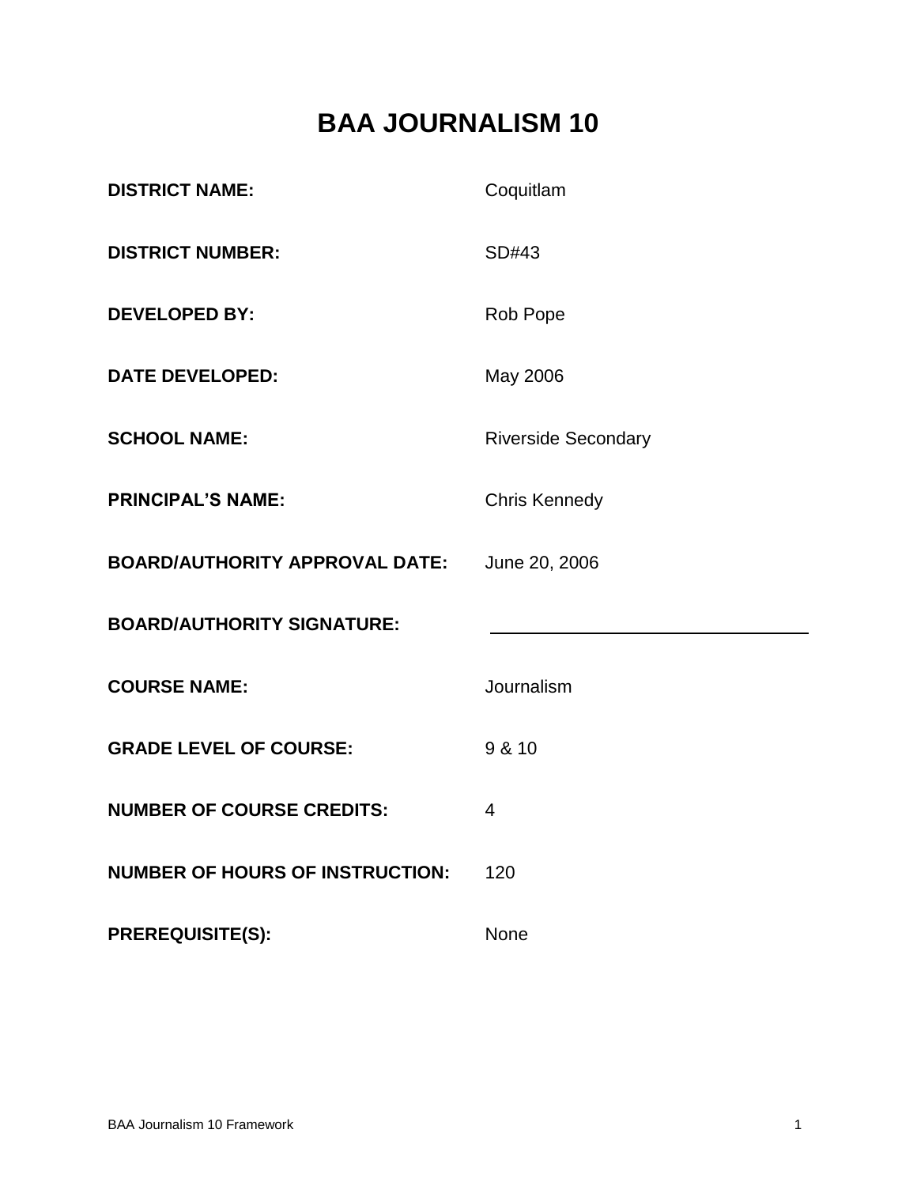# BAA JOURNALISM 10

| | |
|---|---|
| **DISTRICT NAME:** | Coquitlam |
| **DISTRICT NUMBER:** | SD#43 |
| **DEVELOPED BY:** | Rob Pope |
| **DATE DEVELOPED:** | May 2006 |
| **SCHOOL NAME:** | Riverside Secondary |
| **PRINCIPAL'S NAME:** | Chris Kennedy |
| **BOARD/AUTHORITY APPROVAL DATE:** | June 20, 2006 |
| **BOARD/AUTHORITY SIGNATURE:** | ______________________________ |
| **COURSE NAME:** | Journalism |
| **GRADE LEVEL OF COURSE:** | 9 & 10 |
| **NUMBER OF COURSE CREDITS:** | 4 |
| **NUMBER OF HOURS OF INSTRUCTION:** | 120 |
| **PREREQUISITE(S):** | None |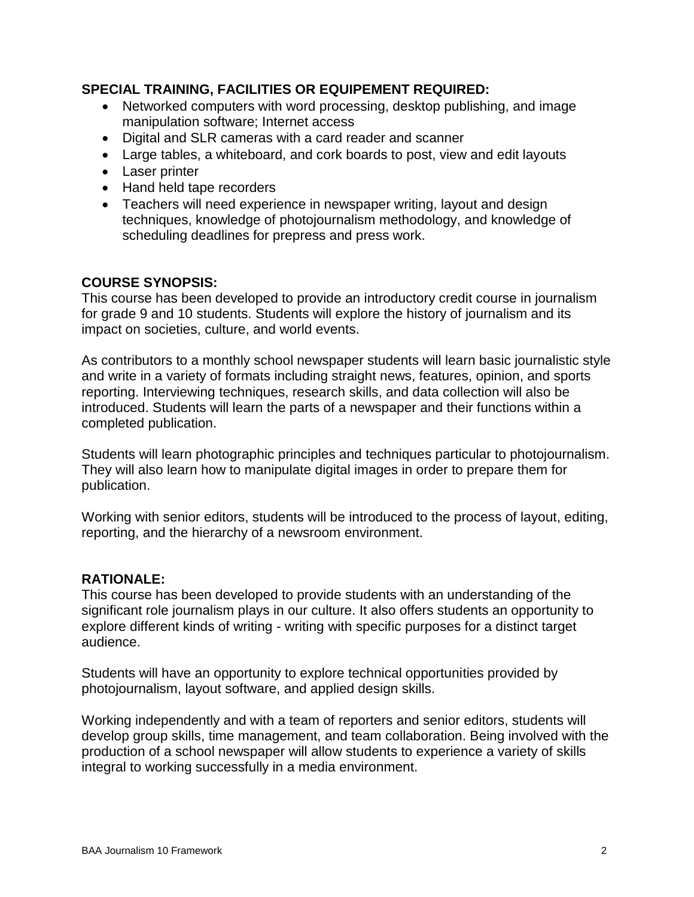**SPECIAL TRAINING, FACILITIES OR EQUIPEMENT REQUIRED:**

- Networked computers with word processing, desktop publishing, and image manipulation software; Internet access
- Digital and SLR cameras with a card reader and scanner
- Large tables, a whiteboard, and cork boards to post, view and edit layouts
- Laser printer
- Hand held tape recorders
- Teachers will need experience in newspaper writing, layout and design techniques, knowledge of photojournalism methodology, and knowledge of scheduling deadlines for prepress and press work.

**COURSE SYNOPSIS:**

This course has been developed to provide an introductory credit course in journalism for grade 9 and 10 students. Students will explore the history of journalism and its impact on societies, culture, and world events.

As contributors to a monthly school newspaper students will learn basic journalistic style and write in a variety of formats including straight news, features, opinion, and sports reporting. Interviewing techniques, research skills, and data collection will also be introduced. Students will learn the parts of a newspaper and their functions within a completed publication.

Students will learn photographic principles and techniques particular to photojournalism. They will also learn how to manipulate digital images in order to prepare them for publication.

Working with senior editors, students will be introduced to the process of layout, editing, reporting, and the hierarchy of a newsroom environment.

**RATIONALE:**

This course has been developed to provide students with an understanding of the significant role journalism plays in our culture. It also offers students an opportunity to explore different kinds of writing - writing with specific purposes for a distinct target audience.

Students will have an opportunity to explore technical opportunities provided by photojournalism, layout software, and applied design skills.

Working independently and with a team of reporters and senior editors, students will develop group skills, time management, and team collaboration. Being involved with the production of a school newspaper will allow students to experience a variety of skills integral to working successfully in a media environment.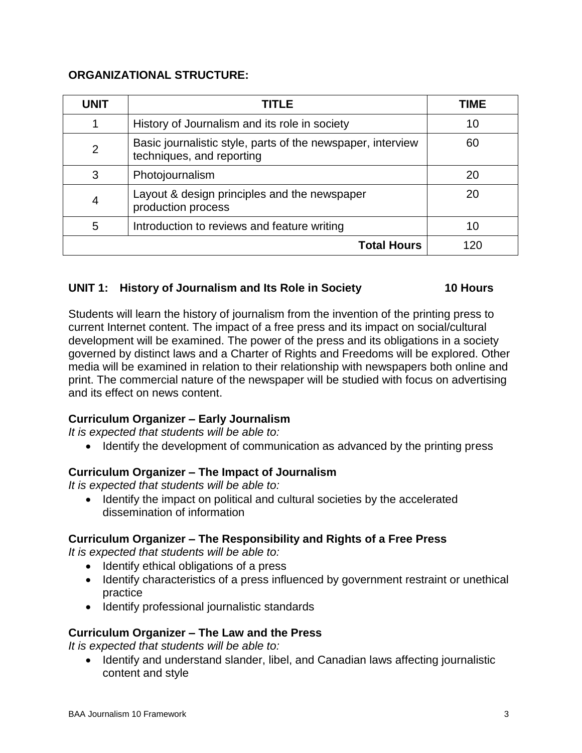**ORGANIZATIONAL STRUCTURE:**

| UNIT | TITLE | TIME |
|---|---|---|
| 1 | History of Journalism and its role in society | 10 |
| 2 | Basic journalistic style, parts of the newspaper, interview techniques, and reporting | 60 |
| 3 | Photojournalism | 20 |
| 4 | Layout & design principles and the newspaper production process | 20 |
| 5 | Introduction to reviews and feature writing | 10 |
| | **Total Hours** | 120 |

**UNIT 1: History of Journalism and Its Role in Society 10 Hours**

Students will learn the history of journalism from the invention of the printing press to current Internet content. The impact of a free press and its impact on social/cultural development will be examined. The power of the press and its obligations in a society governed by distinct laws and a Charter of Rights and Freedoms will be explored. Other media will be examined in relation to their relationship with newspapers both online and print. The commercial nature of the newspaper will be studied with focus on advertising and its effect on news content.

**Curriculum Organizer – Early Journalism**

*It is expected that students will be able to:*

- Identify the development of communication as advanced by the printing press

**Curriculum Organizer – The Impact of Journalism**

*It is expected that students will be able to:*

- Identify the impact on political and cultural societies by the accelerated dissemination of information

**Curriculum Organizer – The Responsibility and Rights of a Free Press**

*It is expected that students will be able to:*

- Identify ethical obligations of a press
- Identify characteristics of a press influenced by government restraint or unethical practice
- Identify professional journalistic standards

**Curriculum Organizer – The Law and the Press**

*It is expected that students will be able to:*

- Identify and understand slander, libel, and Canadian laws affecting journalistic content and style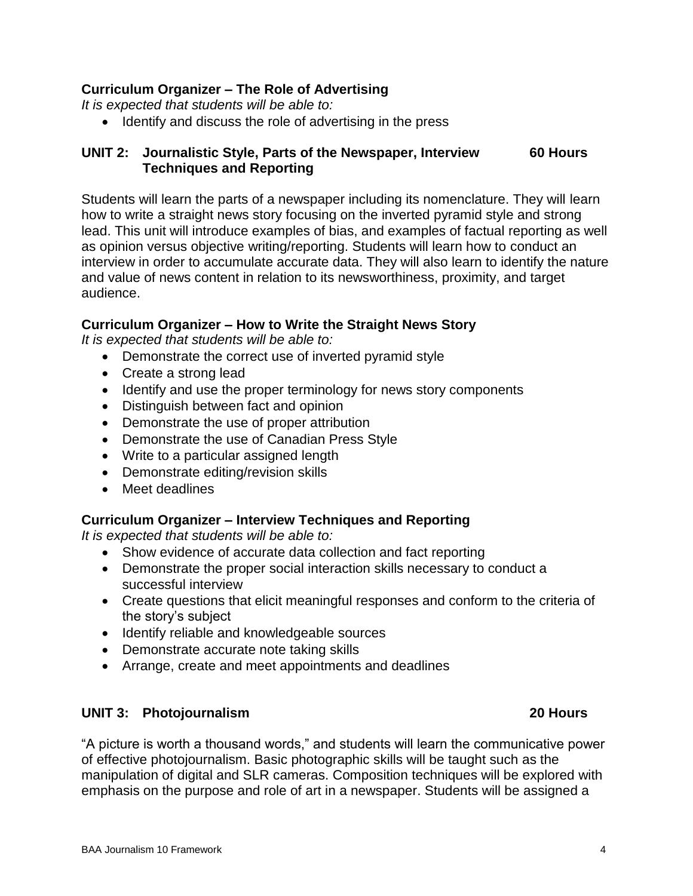### Curriculum Organizer – The Role of Advertising

*It is expected that students will be able to:*

- Identify and discuss the role of advertising in the press

## UNIT 2: Journalistic Style, Parts of the Newspaper, Interview Techniques and Reporting — 60 Hours

Students will learn the parts of a newspaper including its nomenclature. They will learn how to write a straight news story focusing on the inverted pyramid style and strong lead. This unit will introduce examples of bias, and examples of factual reporting as well as opinion versus objective writing/reporting. Students will learn how to conduct an interview in order to accumulate accurate data. They will also learn to identify the nature and value of news content in relation to its newsworthiness, proximity, and target audience.

### Curriculum Organizer – How to Write the Straight News Story

*It is expected that students will be able to:*

- Demonstrate the correct use of inverted pyramid style
- Create a strong lead
- Identify and use the proper terminology for news story components
- Distinguish between fact and opinion
- Demonstrate the use of proper attribution
- Demonstrate the use of Canadian Press Style
- Write to a particular assigned length
- Demonstrate editing/revision skills
- Meet deadlines

### Curriculum Organizer – Interview Techniques and Reporting

*It is expected that students will be able to:*

- Show evidence of accurate data collection and fact reporting
- Demonstrate the proper social interaction skills necessary to conduct a successful interview
- Create questions that elicit meaningful responses and conform to the criteria of the story's subject
- Identify reliable and knowledgeable sources
- Demonstrate accurate note taking skills
- Arrange, create and meet appointments and deadlines

## UNIT 3: Photojournalism — 20 Hours

"A picture is worth a thousand words," and students will learn the communicative power of effective photojournalism. Basic photographic skills will be taught such as the manipulation of digital and SLR cameras. Composition techniques will be explored with emphasis on the purpose and role of art in a newspaper. Students will be assigned a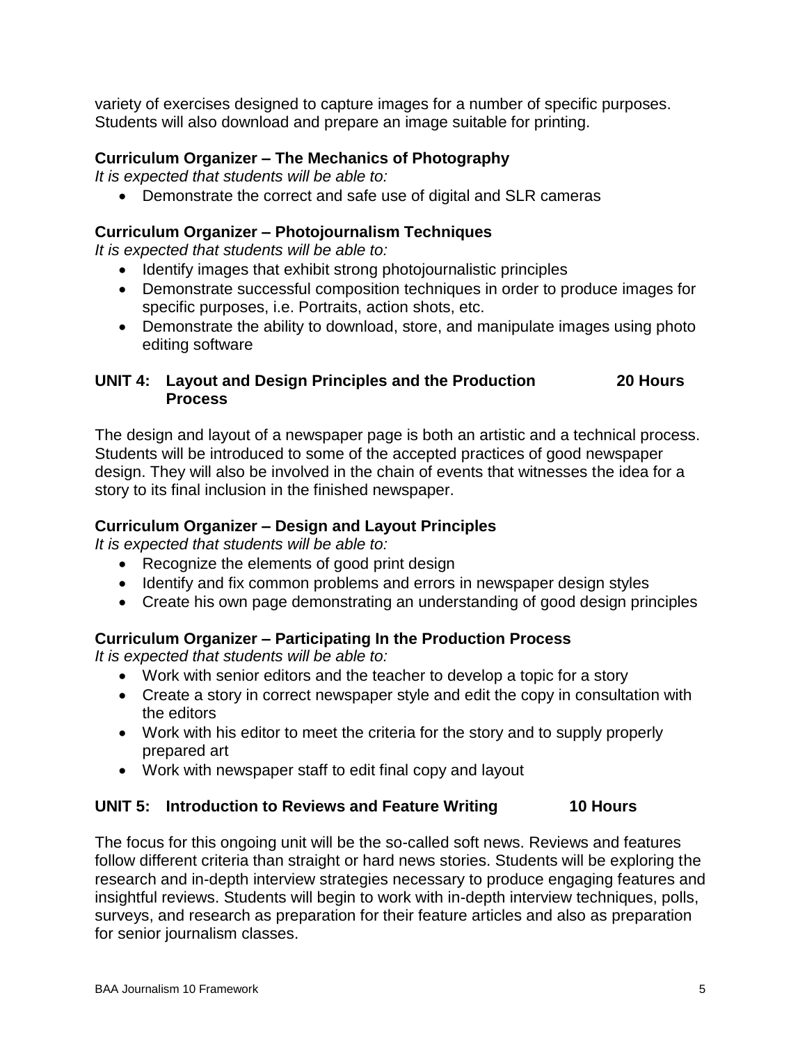variety of exercises designed to capture images for a number of specific purposes. Students will also download and prepare an image suitable for printing.

### Curriculum Organizer – The Mechanics of Photography

*It is expected that students will be able to:*

- Demonstrate the correct and safe use of digital and SLR cameras

### Curriculum Organizer – Photojournalism Techniques

*It is expected that students will be able to:*

- Identify images that exhibit strong photojournalistic principles
- Demonstrate successful composition techniques in order to produce images for specific purposes, i.e. Portraits, action shots, etc.
- Demonstrate the ability to download, store, and manipulate images using photo editing software

## UNIT 4: Layout and Design Principles and the Production Process — 20 Hours

The design and layout of a newspaper page is both an artistic and a technical process. Students will be introduced to some of the accepted practices of good newspaper design. They will also be involved in the chain of events that witnesses the idea for a story to its final inclusion in the finished newspaper.

### Curriculum Organizer – Design and Layout Principles

*It is expected that students will be able to:*

- Recognize the elements of good print design
- Identify and fix common problems and errors in newspaper design styles
- Create his own page demonstrating an understanding of good design principles

### Curriculum Organizer – Participating In the Production Process

*It is expected that students will be able to:*

- Work with senior editors and the teacher to develop a topic for a story
- Create a story in correct newspaper style and edit the copy in consultation with the editors
- Work with his editor to meet the criteria for the story and to supply properly prepared art
- Work with newspaper staff to edit final copy and layout

## UNIT 5: Introduction to Reviews and Feature Writing — 10 Hours

The focus for this ongoing unit will be the so-called soft news. Reviews and features follow different criteria than straight or hard news stories. Students will be exploring the research and in-depth interview strategies necessary to produce engaging features and insightful reviews. Students will begin to work with in-depth interview techniques, polls, surveys, and research as preparation for their feature articles and also as preparation for senior journalism classes.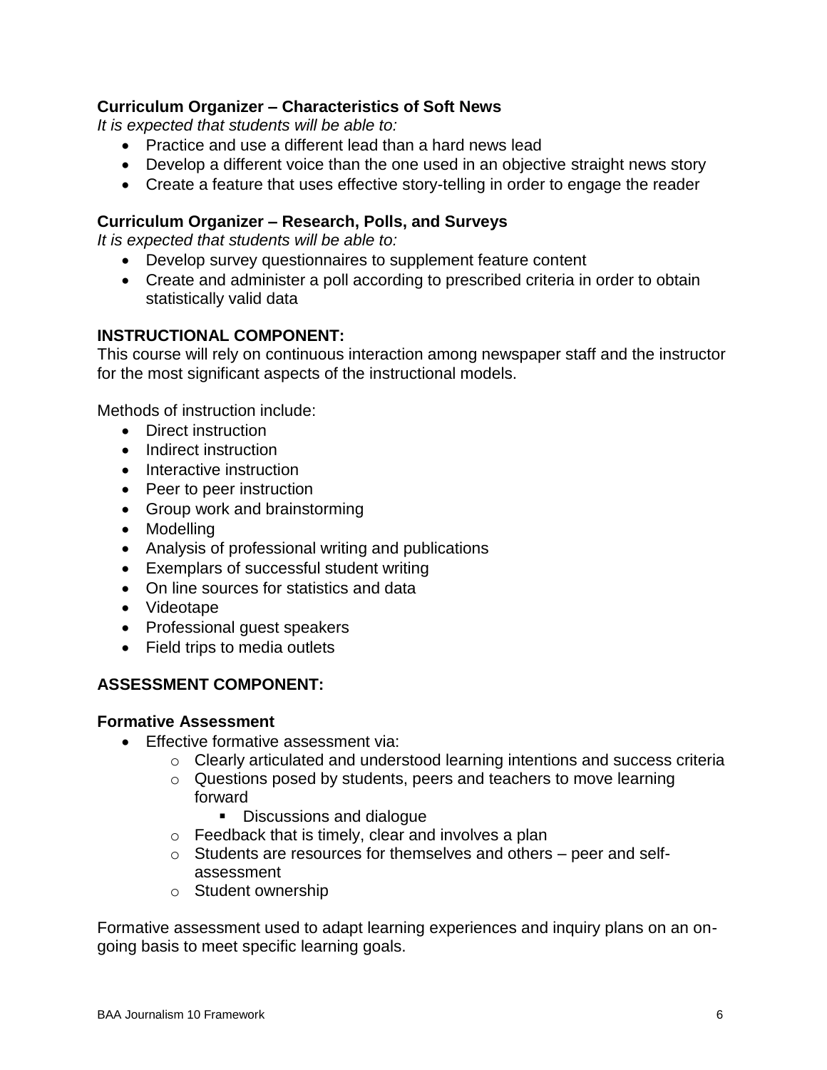### Curriculum Organizer – Characteristics of Soft News

*It is expected that students will be able to:*

- Practice and use a different lead than a hard news lead
- Develop a different voice than the one used in an objective straight news story
- Create a feature that uses effective story-telling in order to engage the reader

### Curriculum Organizer – Research, Polls, and Surveys

*It is expected that students will be able to:*

- Develop survey questionnaires to supplement feature content
- Create and administer a poll according to prescribed criteria in order to obtain statistically valid data

## INSTRUCTIONAL COMPONENT:

This course will rely on continuous interaction among newspaper staff and the instructor for the most significant aspects of the instructional models.

Methods of instruction include:

- Direct instruction
- Indirect instruction
- Interactive instruction
- Peer to peer instruction
- Group work and brainstorming
- Modelling
- Analysis of professional writing and publications
- Exemplars of successful student writing
- On line sources for statistics and data
- Videotape
- Professional guest speakers
- Field trips to media outlets

## ASSESSMENT COMPONENT:

### Formative Assessment

- Effective formative assessment via:
  - Clearly articulated and understood learning intentions and success criteria
  - Questions posed by students, peers and teachers to move learning forward
    - Discussions and dialogue
  - Feedback that is timely, clear and involves a plan
  - Students are resources for themselves and others – peer and self-assessment
  - Student ownership

Formative assessment used to adapt learning experiences and inquiry plans on an on-going basis to meet specific learning goals.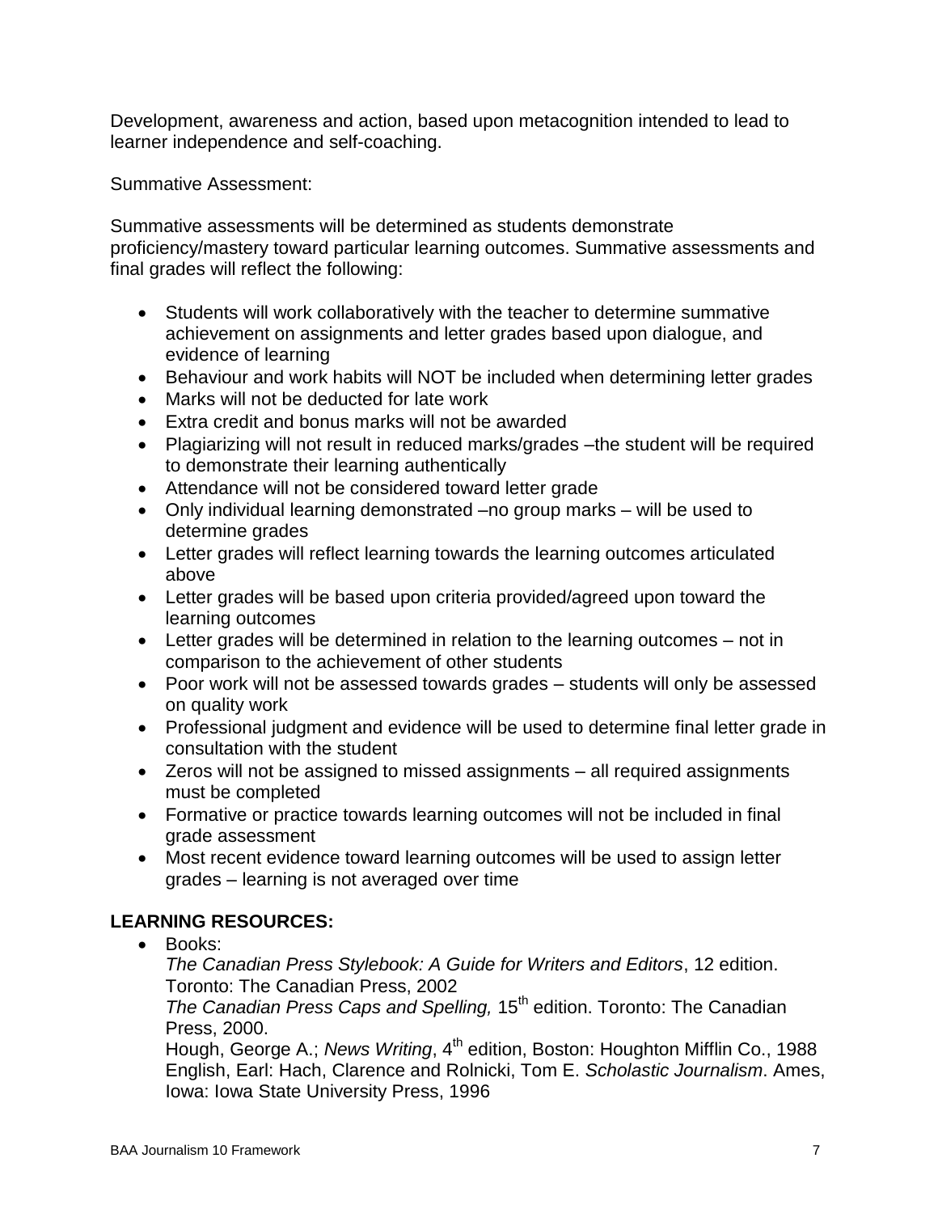Development, awareness and action, based upon metacognition intended to lead to learner independence and self-coaching.

Summative Assessment:

Summative assessments will be determined as students demonstrate proficiency/mastery toward particular learning outcomes. Summative assessments and final grades will reflect the following:

- Students will work collaboratively with the teacher to determine summative achievement on assignments and letter grades based upon dialogue, and evidence of learning
- Behaviour and work habits will NOT be included when determining letter grades
- Marks will not be deducted for late work
- Extra credit and bonus marks will not be awarded
- Plagiarizing will not result in reduced marks/grades –the student will be required to demonstrate their learning authentically
- Attendance will not be considered toward letter grade
- Only individual learning demonstrated –no group marks – will be used to determine grades
- Letter grades will reflect learning towards the learning outcomes articulated above
- Letter grades will be based upon criteria provided/agreed upon toward the learning outcomes
- Letter grades will be determined in relation to the learning outcomes – not in comparison to the achievement of other students
- Poor work will not be assessed towards grades – students will only be assessed on quality work
- Professional judgment and evidence will be used to determine final letter grade in consultation with the student
- Zeros will not be assigned to missed assignments – all required assignments must be completed
- Formative or practice towards learning outcomes will not be included in final grade assessment
- Most recent evidence toward learning outcomes will be used to assign letter grades – learning is not averaged over time

**LEARNING RESOURCES:**

- Books:
  *The Canadian Press Stylebook: A Guide for Writers and Editors*, 12 edition. Toronto: The Canadian Press, 2002
  *The Canadian Press Caps and Spelling,* 15th edition. Toronto: The Canadian Press, 2000.
  Hough, George A.; *News Writing*, 4th edition, Boston: Houghton Mifflin Co., 1988
  English, Earl: Hach, Clarence and Rolnicki, Tom E. *Scholastic Journalism*. Ames, Iowa: Iowa State University Press, 1996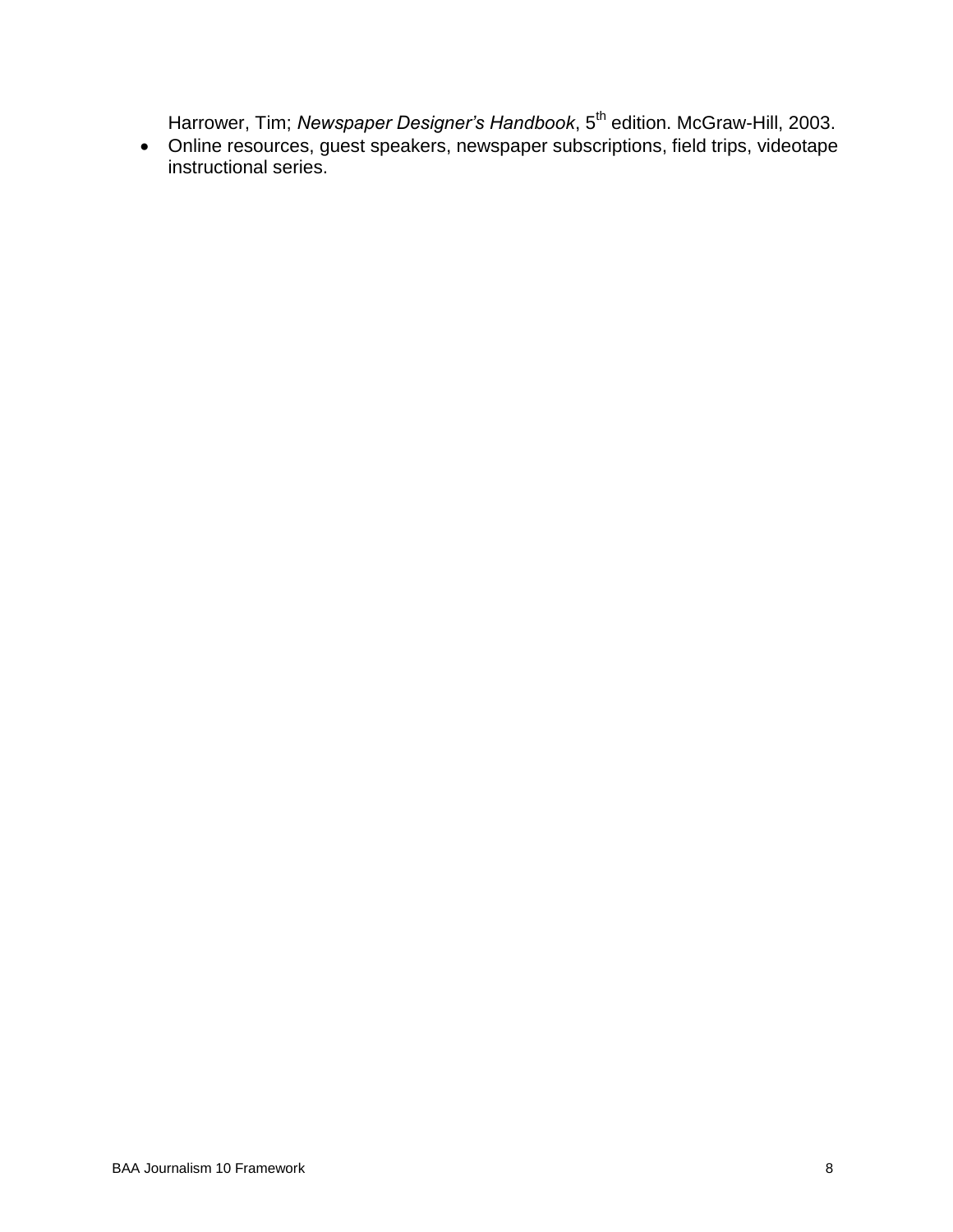Harrower, Tim; *Newspaper Designer's Handbook*, 5th edition. McGraw-Hill, 2003.

- Online resources, guest speakers, newspaper subscriptions, field trips, videotape instructional series.